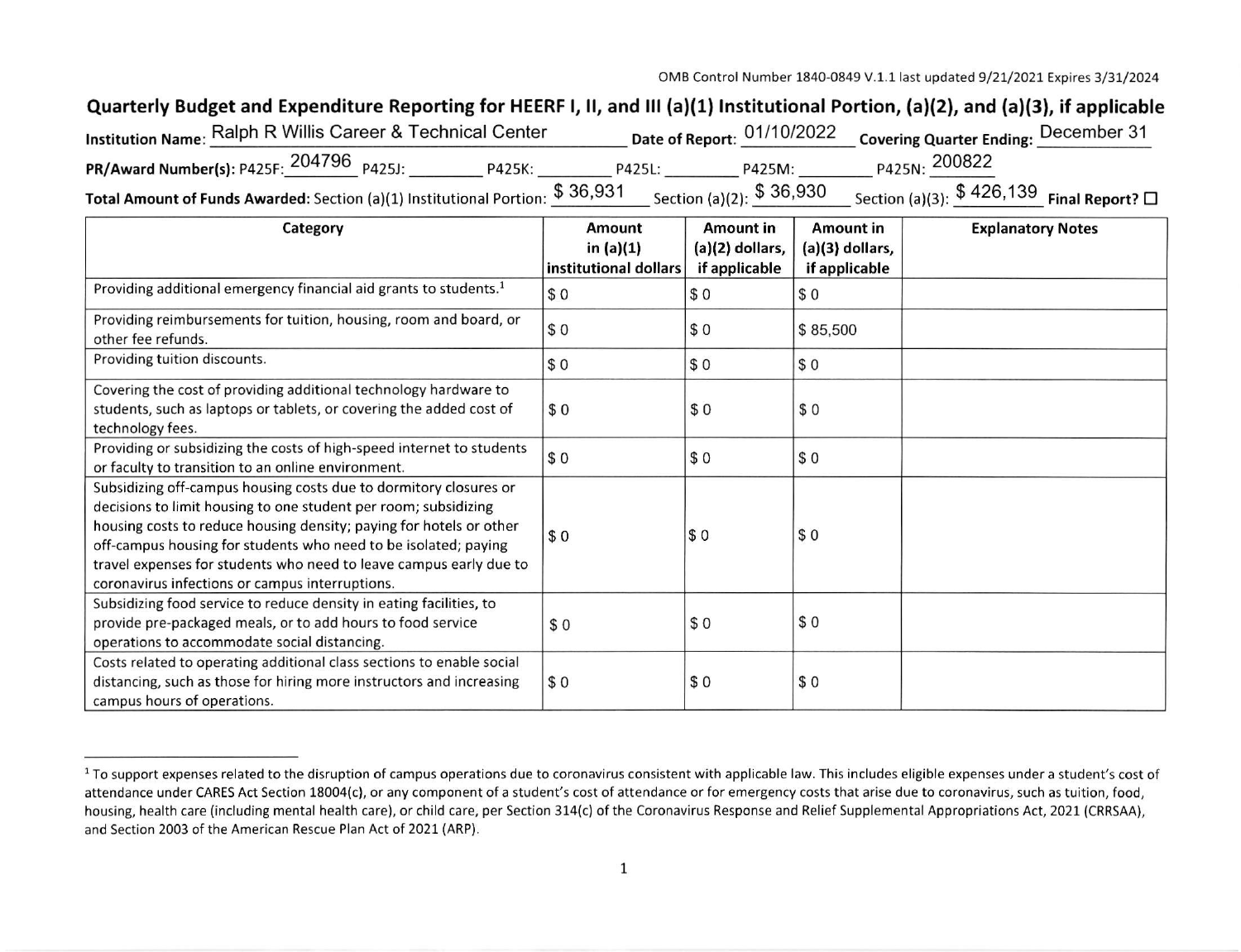OMB Control Number 1840-0849 V.1.1 last updated 9/21/2021 Expires 3/31/2024

## Quarterly Budget and Expenditure Reporting for HEERF I, II, and III (a)(1) Institutional Portion, (a)(2), and (a)(3), if applicable

**Institution Name:** Ralph R Willis Career & Technical Center **Date of Report:** 01/10/2022 **Covering Quarter Ending:** December 31

**PR/Award Number(s):** P425F: 204796 P425J: ________ P425K: ________ P425L: ________ P425M: ________ P425N: 200822

**Total Amount of Funds Awarded:** Section (a)(1) Institutional Portion: $ 36,931 Section (a)(2): $ 36,930 Section (a)(3): $ 426,139 **Final Report?** ☐

| Category | Amount in (a)(1) institutional dollars | Amount in (a)(2) dollars, if applicable | Amount in (a)(3) dollars, if applicable | Explanatory Notes |
|---|---|---|---|---|
| Providing additional emergency financial aid grants to students.[1] | $ 0 | $ 0 | $ 0 | |
| Providing reimbursements for tuition, housing, room and board, or other fee refunds. | $ 0 | $ 0 | $ 85,500 | |
| Providing tuition discounts. | $ 0 | $ 0 | $ 0 | |
| Covering the cost of providing additional technology hardware to students, such as laptops or tablets, or covering the added cost of technology fees. | $ 0 | $ 0 | $ 0 | |
| Providing or subsidizing the costs of high-speed internet to students or faculty to transition to an online environment. | $ 0 | $ 0 | $ 0 | |
| Subsidizing off-campus housing costs due to dormitory closures or decisions to limit housing to one student per room; subsidizing housing costs to reduce housing density; paying for hotels or other off-campus housing for students who need to be isolated; paying travel expenses for students who need to leave campus early due to coronavirus infections or campus interruptions. | $ 0 | $ 0 | $ 0 | |
| Subsidizing food service to reduce density in eating facilities, to provide pre-packaged meals, or to add hours to food service operations to accommodate social distancing. | $ 0 | $ 0 | $ 0 | |
| Costs related to operating additional class sections to enable social distancing, such as those for hiring more instructors and increasing campus hours of operations. | $ 0 | $ 0 | $ 0 | |

[1] To support expenses related to the disruption of campus operations due to coronavirus consistent with applicable law. This includes eligible expenses under a student's cost of attendance under CARES Act Section 18004(c), or any component of a student's cost of attendance or for emergency costs that arise due to coronavirus, such as tuition, food, housing, health care (including mental health care), or child care, per Section 314(c) of the Coronavirus Response and Relief Supplemental Appropriations Act, 2021 (CRRSAA), and Section 2003 of the American Rescue Plan Act of 2021 (ARP).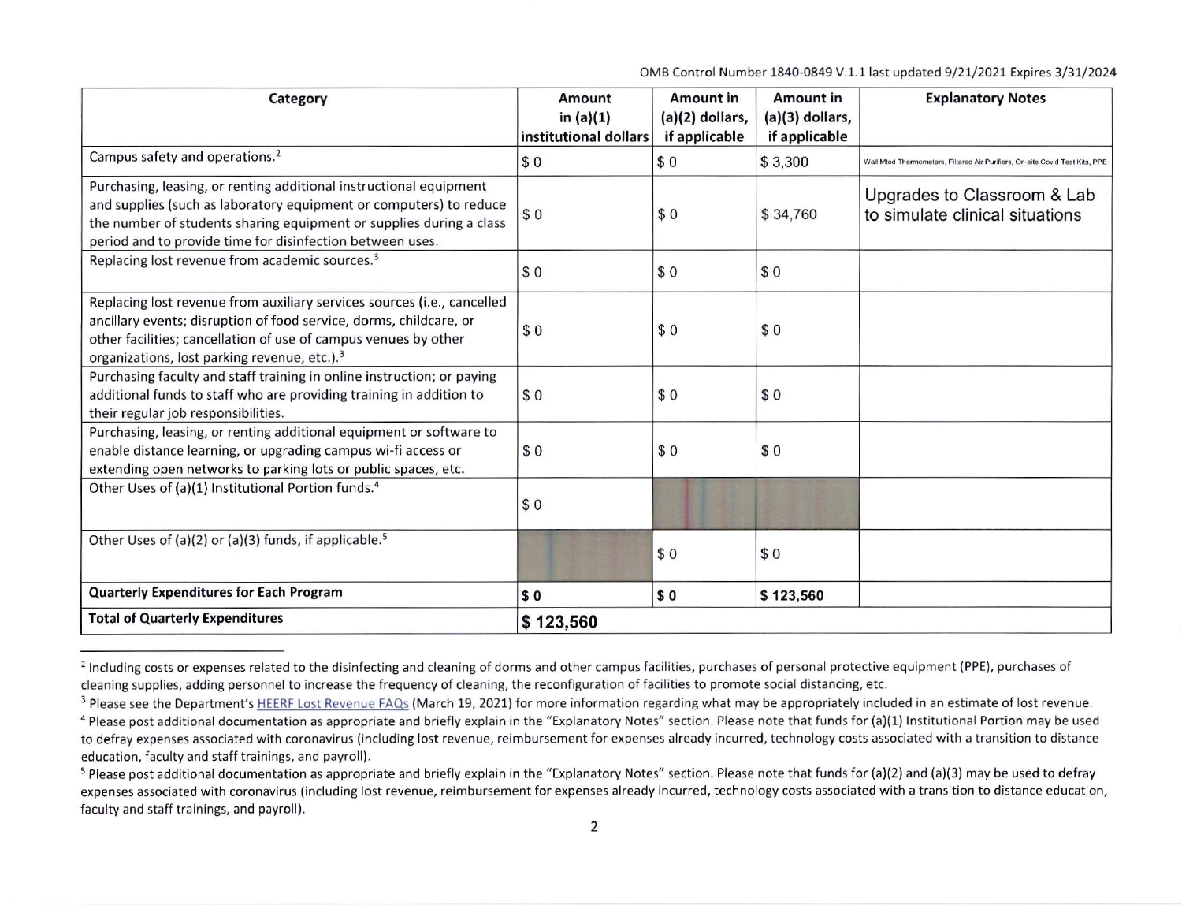OMB Control Number 1840-0849 V.1.1 last updated 9/21/2021 Expires 3/31/2024

| Category | Amount in (a)(1) institutional dollars | Amount in (a)(2) dollars, if applicable | Amount in (a)(3) dollars, if applicable | Explanatory Notes |
|---|---|---|---|---|
| Campus safety and operations.[2] | $ 0 | $ 0 | $ 3,300 | Wall Mted Thermometers, Filtered Air Purifiers, On-site Covid Test Kits, PPE |
| Purchasing, leasing, or renting additional instructional equipment and supplies (such as laboratory equipment or computers) to reduce the number of students sharing equipment or supplies during a class period and to provide time for disinfection between uses. | $ 0 | $ 0 | $ 34,760 | Upgrades to Classroom & Lab to simulate clinical situations |
| Replacing lost revenue from academic sources.[3] | $ 0 | $ 0 | $ 0 | |
| Replacing lost revenue from auxiliary services sources (i.e., cancelled ancillary events; disruption of food service, dorms, childcare, or other facilities; cancellation of use of campus venues by other organizations, lost parking revenue, etc.).[3] | $ 0 | $ 0 | $ 0 | |
| Purchasing faculty and staff training in online instruction; or paying additional funds to staff who are providing training in addition to their regular job responsibilities. | $ 0 | $ 0 | $ 0 | |
| Purchasing, leasing, or renting additional equipment or software to enable distance learning, or upgrading campus wi-fi access or extending open networks to parking lots or public spaces, etc. | $ 0 | $ 0 | $ 0 | |
| Other Uses of (a)(1) Institutional Portion funds.[4] | $ 0 | | | |
| Other Uses of (a)(2) or (a)(3) funds, if applicable.[5] | | $ 0 | $ 0 | |
| **Quarterly Expenditures for Each Program** | **$ 0** | **$ 0** | **$ 123,560** | |
| **Total of Quarterly Expenditures** | **$ 123,560** | | | |

[2] Including costs or expenses related to the disinfecting and cleaning of dorms and other campus facilities, purchases of personal protective equipment (PPE), purchases of cleaning supplies, adding personnel to increase the frequency of cleaning, the reconfiguration of facilities to promote social distancing, etc.

[3] Please see the Department's HEERF Lost Revenue FAQs (March 19, 2021) for more information regarding what may be appropriately included in an estimate of lost revenue.

[4] Please post additional documentation as appropriate and briefly explain in the "Explanatory Notes" section. Please note that funds for (a)(1) Institutional Portion may be used to defray expenses associated with coronavirus (including lost revenue, reimbursement for expenses already incurred, technology costs associated with a transition to distance education, faculty and staff trainings, and payroll).

[5] Please post additional documentation as appropriate and briefly explain in the "Explanatory Notes" section. Please note that funds for (a)(2) and (a)(3) may be used to defray expenses associated with coronavirus (including lost revenue, reimbursement for expenses already incurred, technology costs associated with a transition to distance education, faculty and staff trainings, and payroll).